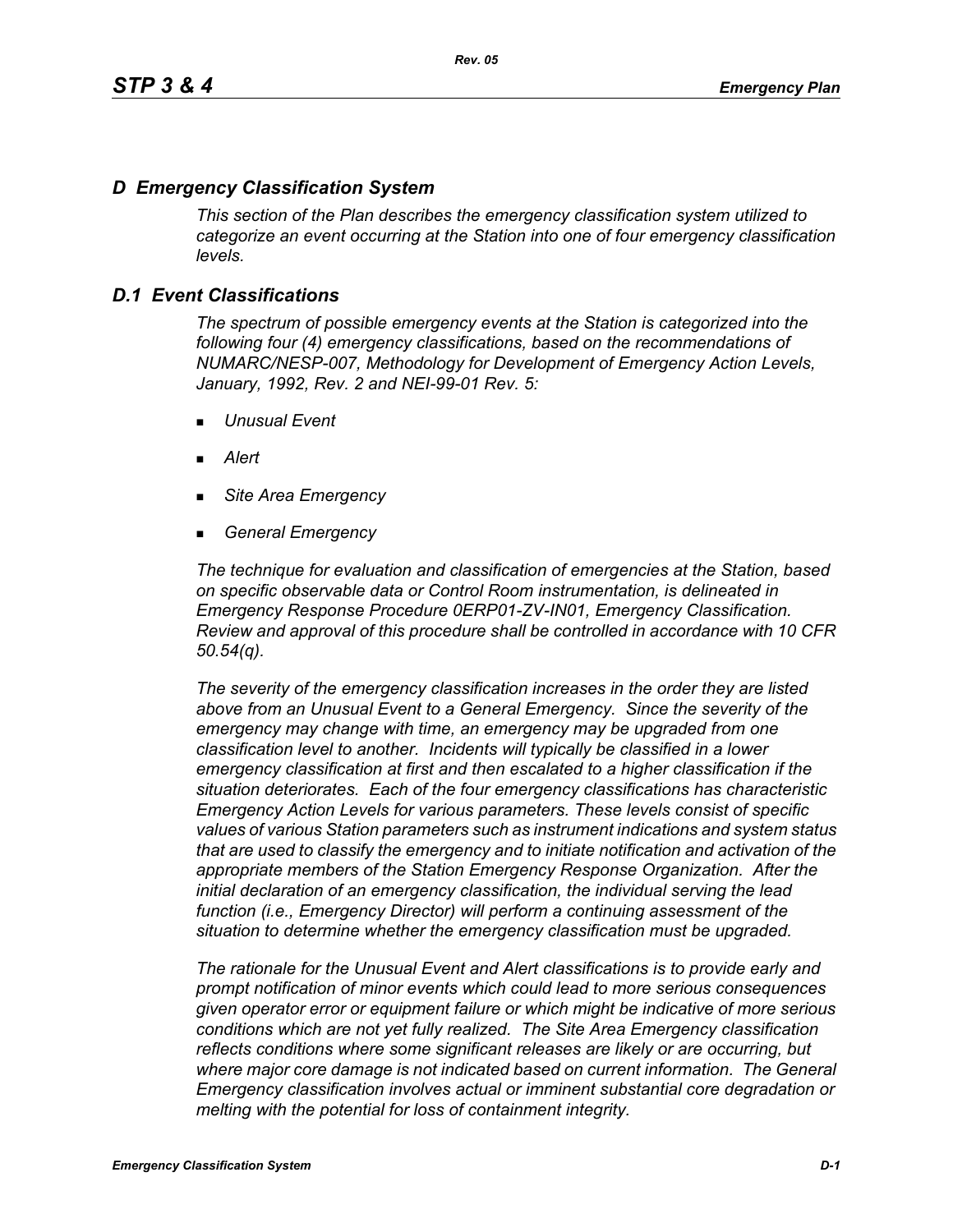## *D Emergency Classification System*

*This section of the Plan describes the emergency classification system utilized to categorize an event occurring at the Station into one of four emergency classification levels.*

## *D.1 Event Classifications*

*The spectrum of possible emergency events at the Station is categorized into the following four (4) emergency classifications, based on the recommendations of NUMARC/NESP-007, Methodology for Development of Emergency Action Levels, January, 1992, Rev. 2 and NEI-99-01 Rev. 5:*

- *Unusual Event*
- *Alert*
- *Site Area Emergency*
- *General Emergency*

*The technique for evaluation and classification of emergencies at the Station, based on specific observable data or Control Room instrumentation, is delineated in Emergency Response Procedure 0ERP01-ZV-IN01, Emergency Classification. Review and approval of this procedure shall be controlled in accordance with 10 CFR 50.54(q).*

*The severity of the emergency classification increases in the order they are listed above from an Unusual Event to a General Emergency. Since the severity of the emergency may change with time, an emergency may be upgraded from one classification level to another. Incidents will typically be classified in a lower emergency classification at first and then escalated to a higher classification if the situation deteriorates. Each of the four emergency classifications has characteristic Emergency Action Levels for various parameters. These levels consist of specific values of various Station parameters such as instrument indications and system status that are used to classify the emergency and to initiate notification and activation of the appropriate members of the Station Emergency Response Organization. After the initial declaration of an emergency classification, the individual serving the lead function (i.e., Emergency Director) will perform a continuing assessment of the situation to determine whether the emergency classification must be upgraded.*

*The rationale for the Unusual Event and Alert classifications is to provide early and prompt notification of minor events which could lead to more serious consequences given operator error or equipment failure or which might be indicative of more serious conditions which are not yet fully realized. The Site Area Emergency classification reflects conditions where some significant releases are likely or are occurring, but where major core damage is not indicated based on current information. The General Emergency classification involves actual or imminent substantial core degradation or melting with the potential for loss of containment integrity.*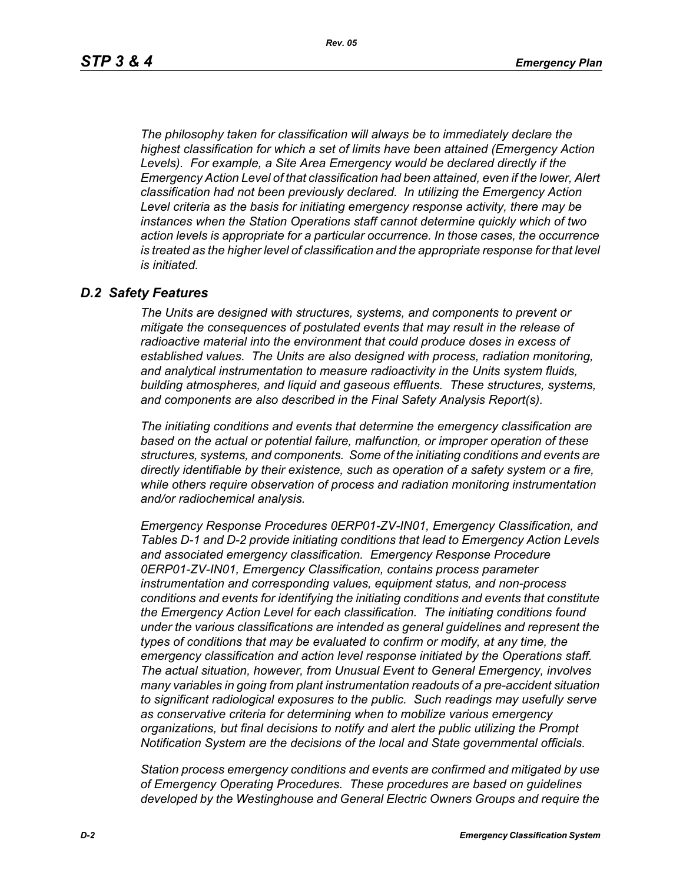*The philosophy taken for classification will always be to immediately declare the highest classification for which a set of limits have been attained (Emergency Action Levels). For example, a Site Area Emergency would be declared directly if the Emergency Action Level of that classification had been attained, even if the lower, Alert classification had not been previously declared. In utilizing the Emergency Action Level criteria as the basis for initiating emergency response activity, there may be instances when the Station Operations staff cannot determine quickly which of two action levels is appropriate for a particular occurrence. In those cases, the occurrence is treated as the higher level of classification and the appropriate response for that level is initiated.*

## *D.2 Safety Features*

*The Units are designed with structures, systems, and components to prevent or mitigate the consequences of postulated events that may result in the release of radioactive material into the environment that could produce doses in excess of established values. The Units are also designed with process, radiation monitoring, and analytical instrumentation to measure radioactivity in the Units system fluids, building atmospheres, and liquid and gaseous effluents. These structures, systems, and components are also described in the Final Safety Analysis Report(s).*

*The initiating conditions and events that determine the emergency classification are based on the actual or potential failure, malfunction, or improper operation of these structures, systems, and components. Some of the initiating conditions and events are directly identifiable by their existence, such as operation of a safety system or a fire, while others require observation of process and radiation monitoring instrumentation and/or radiochemical analysis.*

*Emergency Response Procedures 0ERP01-ZV-IN01, Emergency Classification, and Tables D-1 and D-2 provide initiating conditions that lead to Emergency Action Levels and associated emergency classification. Emergency Response Procedure 0ERP01-ZV-IN01, Emergency Classification, contains process parameter instrumentation and corresponding values, equipment status, and non-process conditions and events for identifying the initiating conditions and events that constitute the Emergency Action Level for each classification. The initiating conditions found under the various classifications are intended as general guidelines and represent the types of conditions that may be evaluated to confirm or modify, at any time, the emergency classification and action level response initiated by the Operations staff. The actual situation, however, from Unusual Event to General Emergency, involves many variables in going from plant instrumentation readouts of a pre-accident situation to significant radiological exposures to the public. Such readings may usefully serve as conservative criteria for determining when to mobilize various emergency organizations, but final decisions to notify and alert the public utilizing the Prompt Notification System are the decisions of the local and State governmental officials.*

*Station process emergency conditions and events are confirmed and mitigated by use of Emergency Operating Procedures. These procedures are based on guidelines developed by the Westinghouse and General Electric Owners Groups and require the*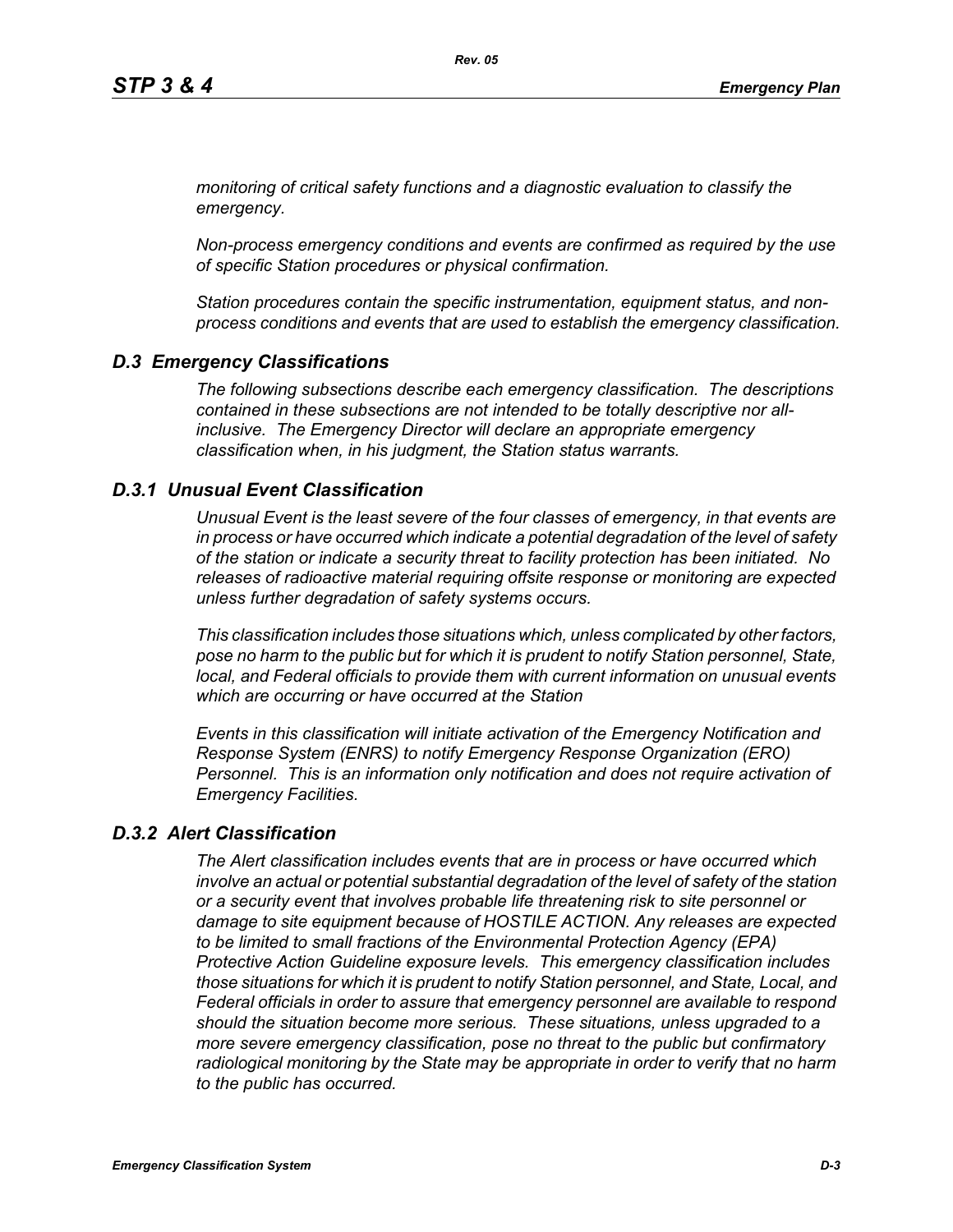*monitoring of critical safety functions and a diagnostic evaluation to classify the emergency.*

*Non-process emergency conditions and events are confirmed as required by the use of specific Station procedures or physical confirmation.*

*Station procedures contain the specific instrumentation, equipment status, and non-process conditions and events that are used to establish the emergency classification.*

## *D.3 Emergency Classifications*

*The following subsections describe each emergency classification. The descriptions contained in these subsections are not intended to be totally descriptive nor all-inclusive. The Emergency Director will declare an appropriate emergency classification when, in his judgment, the Station status warrants.*

### *D.3.1 Unusual Event Classification*

*Unusual Event is the least severe of the four classes of emergency, in that events are in process or have occurred which indicate a potential degradation of the level of safety of the station or indicate a security threat to facility protection has been initiated. No releases of radioactive material requiring offsite response or monitoring are expected unless further degradation of safety systems occurs.*

*This classification includes those situations which, unless complicated by other factors, pose no harm to the public but for which it is prudent to notify Station personnel, State, local, and Federal officials to provide them with current information on unusual events which are occurring or have occurred at the Station*

*Events in this classification will initiate activation of the Emergency Notification and Response System (ENRS) to notify Emergency Response Organization (ERO) Personnel. This is an information only notification and does not require activation of Emergency Facilities.*

### *D.3.2 Alert Classification*

*The Alert classification includes events that are in process or have occurred which involve an actual or potential substantial degradation of the level of safety of the station or a security event that involves probable life threatening risk to site personnel or damage to site equipment because of HOSTILE ACTION. Any releases are expected to be limited to small fractions of the Environmental Protection Agency (EPA) Protective Action Guideline exposure levels. This emergency classification includes those situations for which it is prudent to notify Station personnel, and State, Local, and Federal officials in order to assure that emergency personnel are available to respond should the situation become more serious. These situations, unless upgraded to a more severe emergency classification, pose no threat to the public but confirmatory radiological monitoring by the State may be appropriate in order to verify that no harm to the public has occurred.*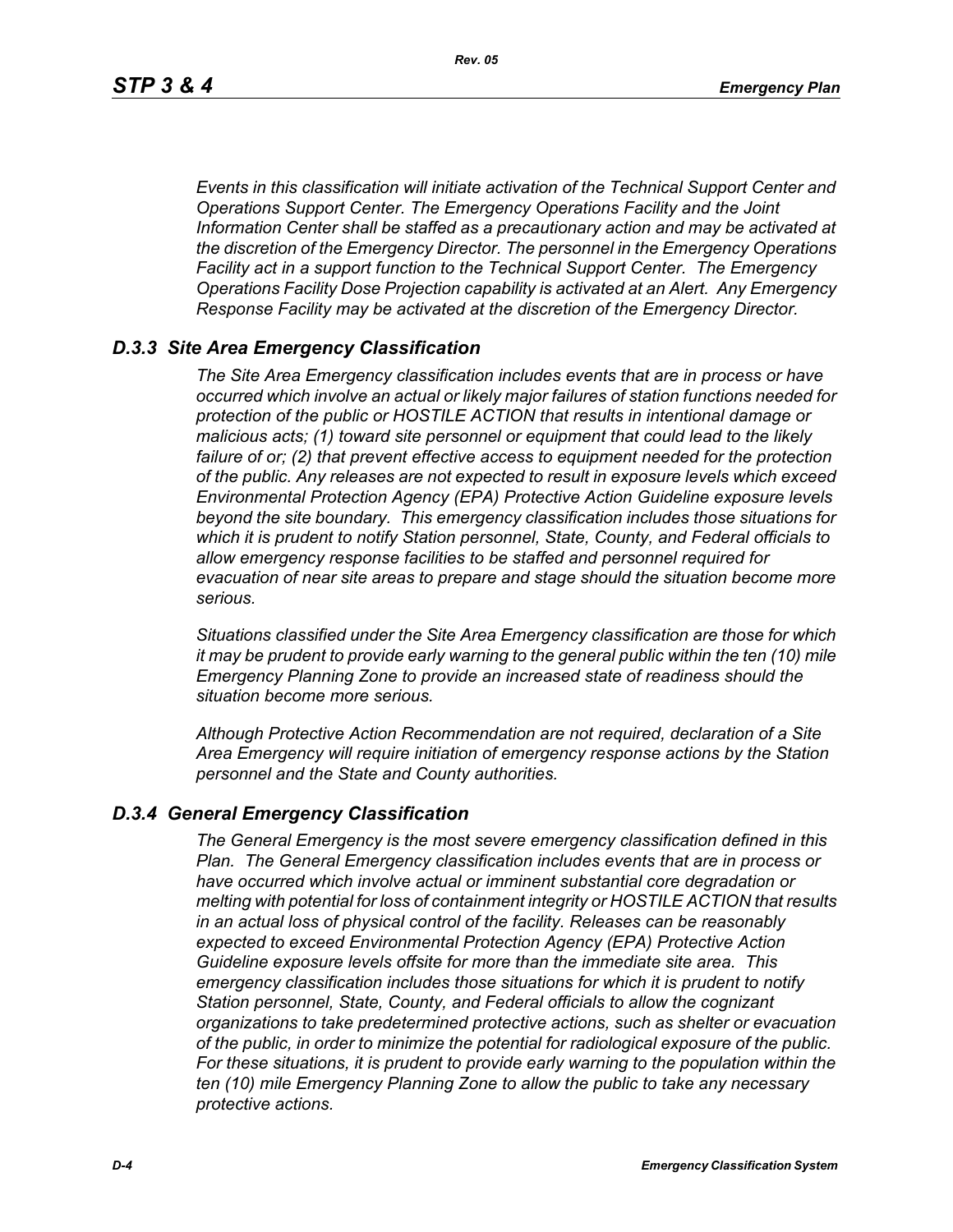*Events in this classification will initiate activation of the Technical Support Center and Operations Support Center. The Emergency Operations Facility and the Joint Information Center shall be staffed as a precautionary action and may be activated at the discretion of the Emergency Director. The personnel in the Emergency Operations Facility act in a support function to the Technical Support Center. The Emergency Operations Facility Dose Projection capability is activated at an Alert. Any Emergency Response Facility may be activated at the discretion of the Emergency Director.*

### *D.3.3 Site Area Emergency Classification*

*The Site Area Emergency classification includes events that are in process or have occurred which involve an actual or likely major failures of station functions needed for protection of the public or HOSTILE ACTION that results in intentional damage or malicious acts; (1) toward site personnel or equipment that could lead to the likely failure of or; (2) that prevent effective access to equipment needed for the protection of the public. Any releases are not expected to result in exposure levels which exceed Environmental Protection Agency (EPA) Protective Action Guideline exposure levels beyond the site boundary. This emergency classification includes those situations for which it is prudent to notify Station personnel, State, County, and Federal officials to allow emergency response facilities to be staffed and personnel required for evacuation of near site areas to prepare and stage should the situation become more serious.*

*Situations classified under the Site Area Emergency classification are those for which it may be prudent to provide early warning to the general public within the ten (10) mile Emergency Planning Zone to provide an increased state of readiness should the situation become more serious.*

*Although Protective Action Recommendation are not required, declaration of a Site Area Emergency will require initiation of emergency response actions by the Station personnel and the State and County authorities.*

### *D.3.4 General Emergency Classification*

*The General Emergency is the most severe emergency classification defined in this Plan. The General Emergency classification includes events that are in process or have occurred which involve actual or imminent substantial core degradation or melting with potential for loss of containment integrity or HOSTILE ACTION that results in an actual loss of physical control of the facility. Releases can be reasonably expected to exceed Environmental Protection Agency (EPA) Protective Action Guideline exposure levels offsite for more than the immediate site area. This emergency classification includes those situations for which it is prudent to notify Station personnel, State, County, and Federal officials to allow the cognizant organizations to take predetermined protective actions, such as shelter or evacuation of the public, in order to minimize the potential for radiological exposure of the public. For these situations, it is prudent to provide early warning to the population within the ten (10) mile Emergency Planning Zone to allow the public to take any necessary protective actions.*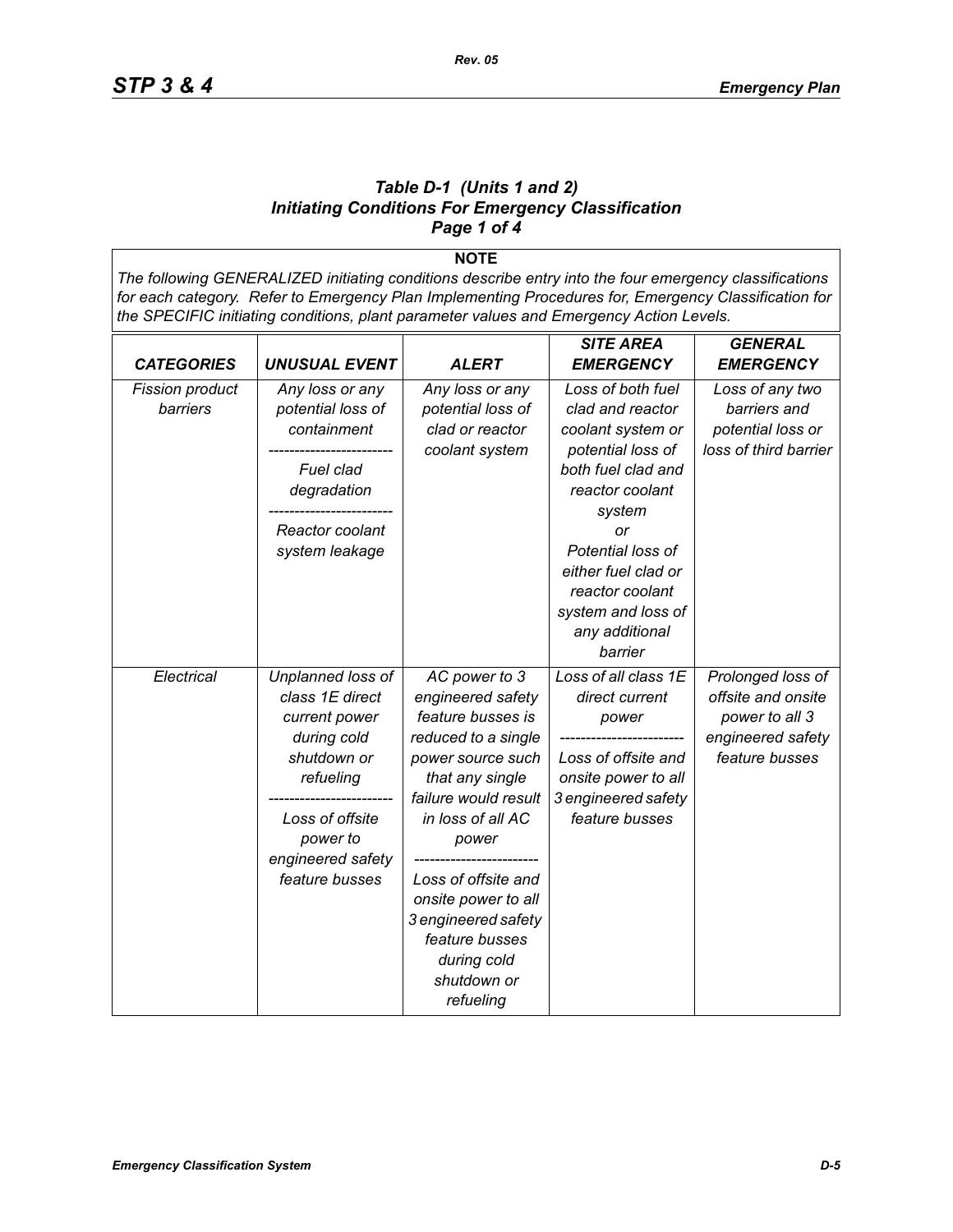### *Table D-1 (Units 1 and 2)*
### *Initiating Conditions For Emergency Classification*
### *Page 1 of 4*

**NOTE**

*The following GENERALIZED initiating conditions describe entry into the four emergency classifications for each category. Refer to Emergency Plan Implementing Procedures for, Emergency Classification for the SPECIFIC initiating conditions, plant parameter values and Emergency Action Levels.*

| *CATEGORIES* | *UNUSUAL EVENT* | *ALERT* | *SITE AREA EMERGENCY* | *GENERAL EMERGENCY* |
|---|---|---|---|---|
| *Fission product barriers* | *Any loss or any potential loss of containment* ------------------------ *Fuel clad degradation* ------------------------ *Reactor coolant system leakage* | *Any loss or any potential loss of clad or reactor coolant system* | *Loss of both fuel clad and reactor coolant system or potential loss of both fuel clad and reactor coolant system* *or* *Potential loss of either fuel clad or reactor coolant system and loss of any additional barrier* | *Loss of any two barriers and potential loss or loss of third barrier* |
| *Electrical* | *Unplanned loss of class 1E direct current power during cold shutdown or refueling* ------------------------ *Loss of offsite power to engineered safety feature busses* | *AC power to 3 engineered safety feature busses is reduced to a single power source such that any single failure would result in loss of all AC power* ------------------------ *Loss of offsite and onsite power to all 3 engineered safety feature busses during cold shutdown or refueling* | *Loss of all class 1E direct current power* ------------------------ *Loss of offsite and onsite power to all 3 engineered safety feature busses* | *Prolonged loss of offsite and onsite power to all 3 engineered safety feature busses* |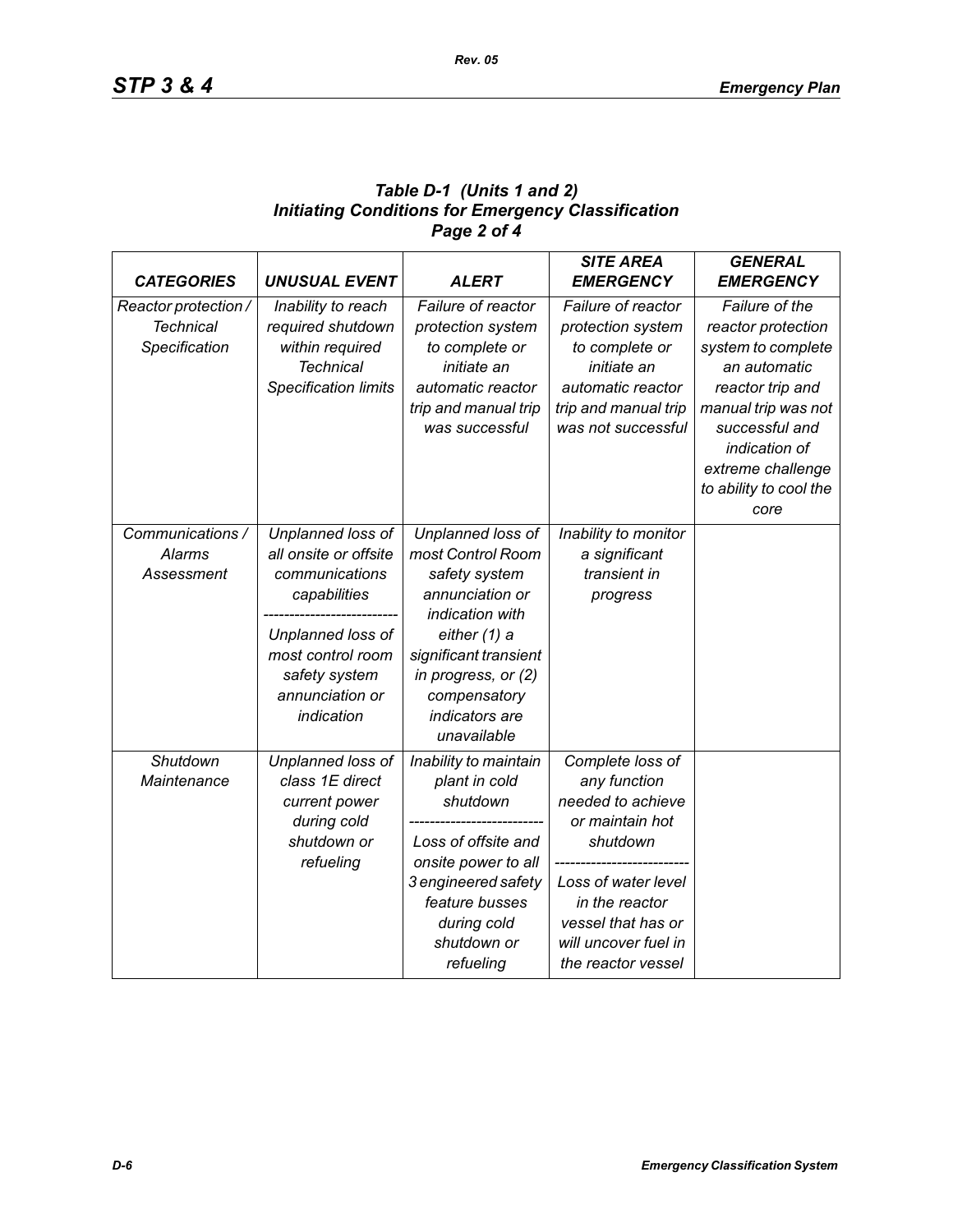### Table D-1 (Units 1 and 2) Initiating Conditions for Emergency Classification Page 2 of 4

| CATEGORIES | UNUSUAL EVENT | ALERT | SITE AREA EMERGENCY | GENERAL EMERGENCY |
|---|---|---|---|---|
| Reactor protection / Technical Specification | Inability to reach required shutdown within required Technical Specification limits | Failure of reactor protection system to complete or initiate an automatic reactor trip and manual trip was successful | Failure of reactor protection system to complete or initiate an automatic reactor trip and manual trip was not successful | Failure of the reactor protection system to complete an automatic reactor trip and manual trip was not successful and indication of extreme challenge to ability to cool the core |
| Communications / Alarms Assessment | Unplanned loss of all onsite or offsite communications capabilities<br>-------------------------<br>Unplanned loss of most control room safety system annunciation or indication | Unplanned loss of most Control Room safety system annunciation or indication with either (1) a significant transient in progress, or (2) compensatory indicators are unavailable | Inability to monitor a significant transient in progress | |
| Shutdown Maintenance | Unplanned loss of class 1E direct current power during cold shutdown or refueling | Inability to maintain plant in cold shutdown<br>-------------------------<br>Loss of offsite and onsite power to all 3 engineered safety feature busses during cold shutdown or refueling | Complete loss of any function needed to achieve or maintain hot shutdown<br>-------------------------<br>Loss of water level in the reactor vessel that has or will uncover fuel in the reactor vessel | |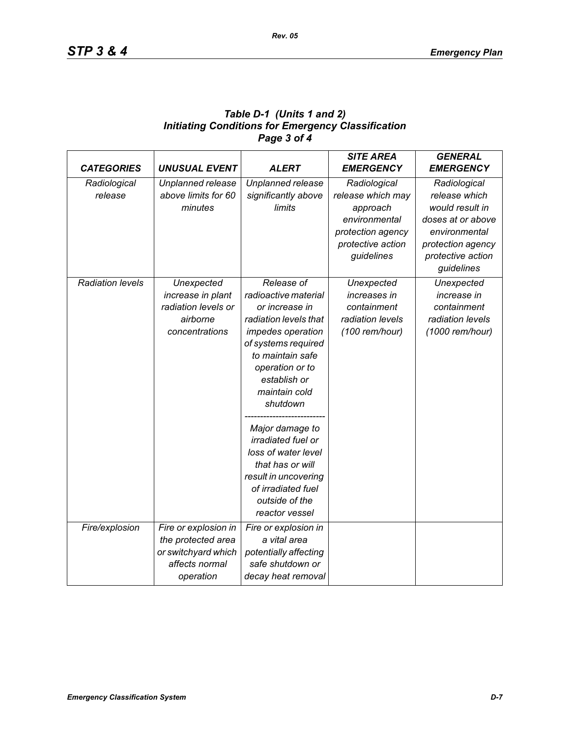***Table D-1 (Units 1 and 2)***
***Initiating Conditions for Emergency Classification***
***Page 3 of 4***

| *CATEGORIES* | *UNUSUAL EVENT* | *ALERT* | *SITE AREA EMERGENCY* | *GENERAL EMERGENCY* |
|---|---|---|---|---|
| *Radiological release* | *Unplanned release above limits for 60 minutes* | *Unplanned release significantly above limits* | *Radiological release which may approach environmental protection agency protective action guidelines* | *Radiological release which would result in doses at or above environmental protection agency protective action guidelines* |
| *Radiation levels* | *Unexpected increase in plant radiation levels or airborne concentrations* | *Release of radioactive material or increase in radiation levels that impedes operation of systems required to maintain safe operation or to establish or maintain cold shutdown* <br> ------------------------- <br> *Major damage to irradiated fuel or loss of water level that has or will result in uncovering of irradiated fuel outside of the reactor vessel* | *Unexpected increases in containment radiation levels (100 rem/hour)* | *Unexpected increase in containment radiation levels (1000 rem/hour)* |
| *Fire/explosion* | *Fire or explosion in the protected area or switchyard which affects normal operation* | *Fire or explosion in a vital area potentially affecting safe shutdown or decay heat removal* | | |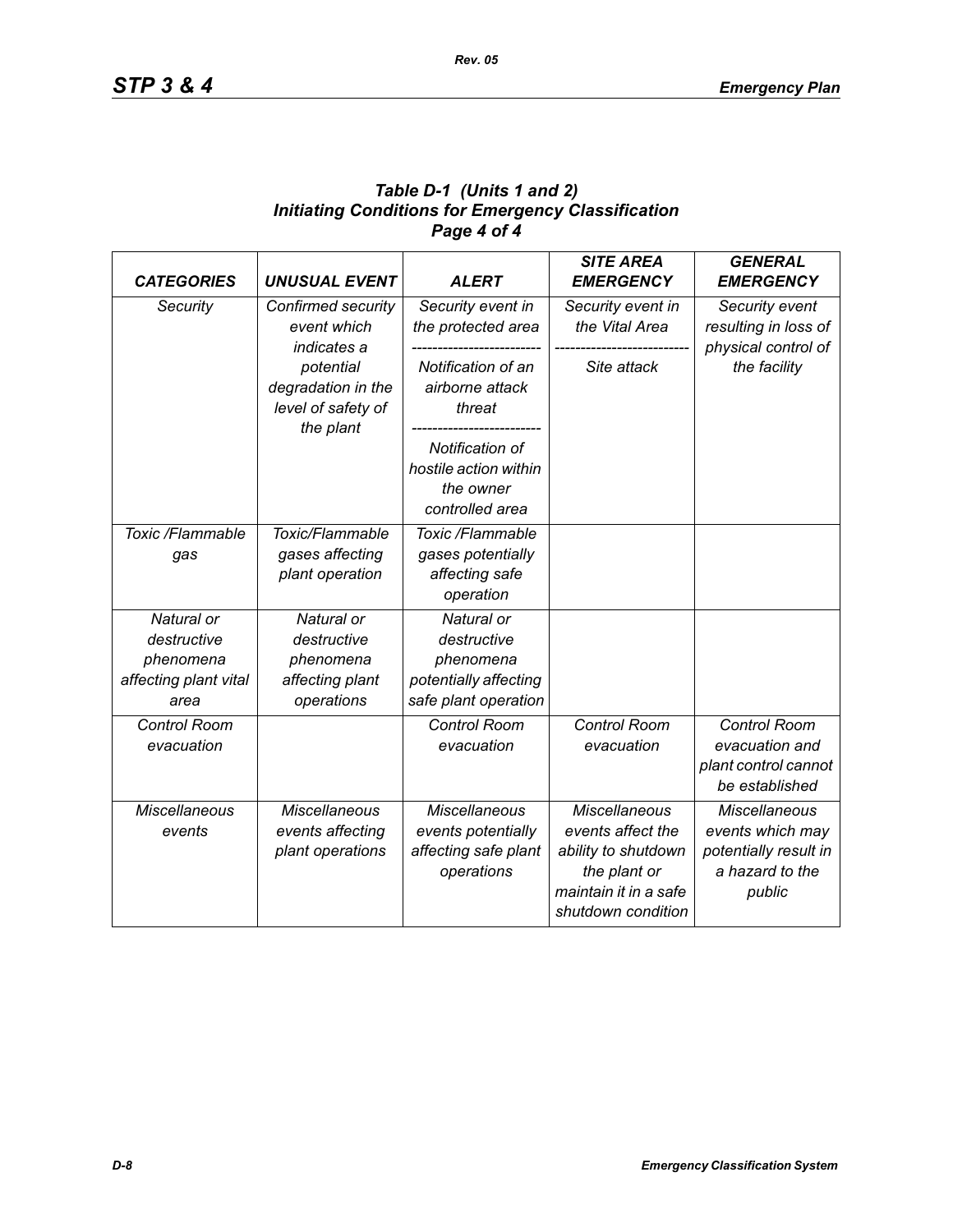### *Table D-1 (Units 1 and 2)*
### *Initiating Conditions for Emergency Classification*
### *Page 4 of 4*

| *CATEGORIES* | *UNUSUAL EVENT* | *ALERT* | *SITE AREA EMERGENCY* | *GENERAL EMERGENCY* |
|---|---|---|---|---|
| *Security* | *Confirmed security event which indicates a potential degradation in the level of safety of the plant* | *Security event in the protected area* <br> ------------------------- <br> *Notification of an airborne attack threat* <br> ------------------------- <br> *Notification of hostile action within the owner controlled area* | *Security event in the Vital Area* <br> ------------------------- <br> *Site attack* | *Security event resulting in loss of physical control of the facility* |
| *Toxic /Flammable gas* | *Toxic/Flammable gases affecting plant operation* | *Toxic /Flammable gases potentially affecting safe operation* | | |
| *Natural or destructive phenomena affecting plant vital area* | *Natural or destructive phenomena affecting plant operations* | *Natural or destructive phenomena potentially affecting safe plant operation* | | |
| *Control Room evacuation* | | *Control Room evacuation* | *Control Room evacuation* | *Control Room evacuation and plant control cannot be established* |
| *Miscellaneous events* | *Miscellaneous events affecting plant operations* | *Miscellaneous events potentially affecting safe plant operations* | *Miscellaneous events affect the ability to shutdown the plant or maintain it in a safe shutdown condition* | *Miscellaneous events which may potentially result in a hazard to the public* |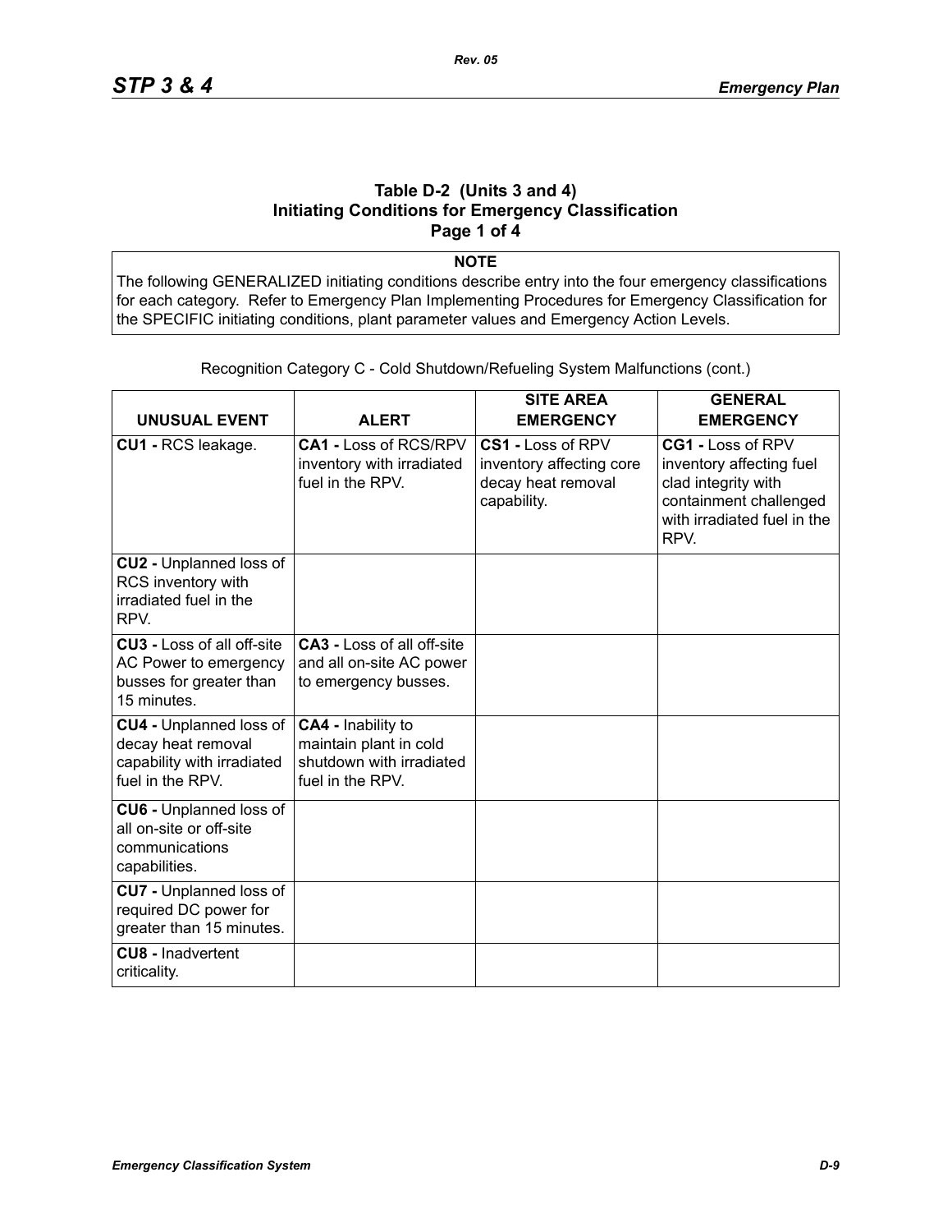### Table D-2 (Units 3 and 4)
### Initiating Conditions for Emergency Classification
### Page 1 of 4

**NOTE**

The following GENERALIZED initiating conditions describe entry into the four emergency classifications for each category. Refer to Emergency Plan Implementing Procedures for Emergency Classification for the SPECIFIC initiating conditions, plant parameter values and Emergency Action Levels.

Recognition Category C - Cold Shutdown/Refueling System Malfunctions (cont.)

| UNUSUAL EVENT | ALERT | SITE AREA EMERGENCY | GENERAL EMERGENCY |
|---|---|---|---|
| **CU1 -** RCS leakage. | **CA1 -** Loss of RCS/RPV inventory with irradiated fuel in the RPV. | **CS1 -** Loss of RPV inventory affecting core decay heat removal capability. | **CG1 -** Loss of RPV inventory affecting fuel clad integrity with containment challenged with irradiated fuel in the RPV. |
| **CU2 -** Unplanned loss of RCS inventory with irradiated fuel in the RPV. | | | |
| **CU3 -** Loss of all off-site AC Power to emergency busses for greater than 15 minutes. | **CA3 -** Loss of all off-site and all on-site AC power to emergency busses. | | |
| **CU4 -** Unplanned loss of decay heat removal capability with irradiated fuel in the RPV. | **CA4 -** Inability to maintain plant in cold shutdown with irradiated fuel in the RPV. | | |
| **CU6 -** Unplanned loss of all on-site or off-site communications capabilities. | | | |
| **CU7 -** Unplanned loss of required DC power for greater than 15 minutes. | | | |
| **CU8 -** Inadvertent criticality. | | | |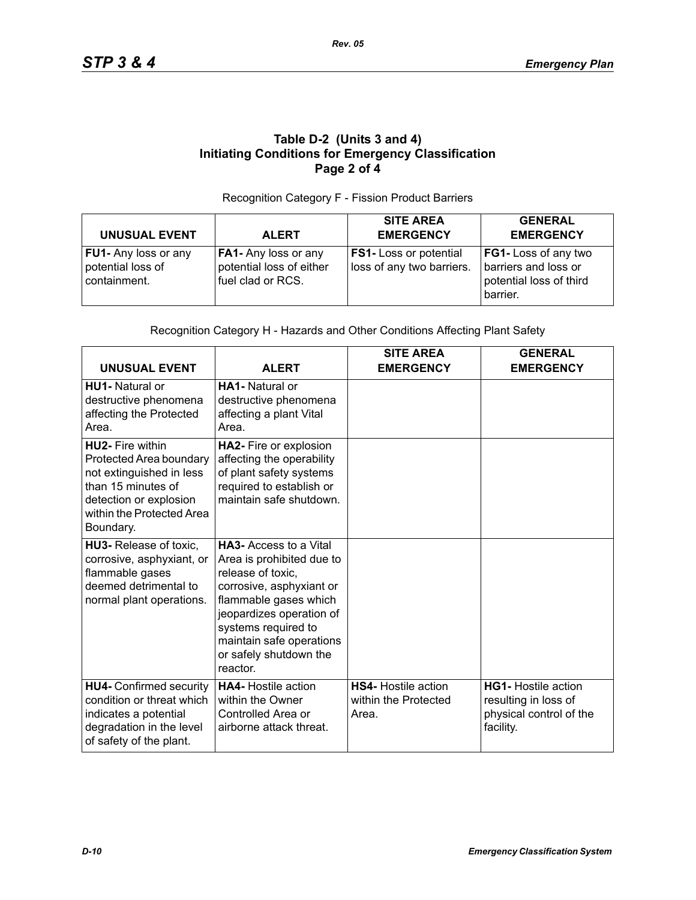### Table D-2 (Units 3 and 4)
### Initiating Conditions for Emergency Classification
### Page 2 of 4

Recognition Category F - Fission Product Barriers

| UNUSUAL EVENT | ALERT | SITE AREA EMERGENCY | GENERAL EMERGENCY |
|---|---|---|---|
| **FU1-** Any loss or any potential loss of containment. | **FA1-** Any loss or any potential loss of either fuel clad or RCS. | **FS1-** Loss or potential loss of any two barriers. | **FG1-** Loss of any two barriers and loss or potential loss of third barrier. |

Recognition Category H - Hazards and Other Conditions Affecting Plant Safety

| UNUSUAL EVENT | ALERT | SITE AREA EMERGENCY | GENERAL EMERGENCY |
|---|---|---|---|
| **HU1-** Natural or destructive phenomena affecting the Protected Area. | **HA1-** Natural or destructive phenomena affecting a plant Vital Area. | | |
| **HU2-** Fire within Protected Area boundary not extinguished in less than 15 minutes of detection or explosion within the Protected Area Boundary. | **HA2-** Fire or explosion affecting the operability of plant safety systems required to establish or maintain safe shutdown. | | |
| **HU3-** Release of toxic, corrosive, asphyxiant, or flammable gases deemed detrimental to normal plant operations. | **HA3-** Access to a Vital Area is prohibited due to release of toxic, corrosive, asphyxiant or flammable gases which jeopardizes operation of systems required to maintain safe operations or safely shutdown the reactor. | | |
| **HU4-** Confirmed security condition or threat which indicates a potential degradation in the level of safety of the plant. | **HA4-** Hostile action within the Owner Controlled Area or airborne attack threat. | **HS4-** Hostile action within the Protected Area. | **HG1-** Hostile action resulting in loss of physical control of the facility. |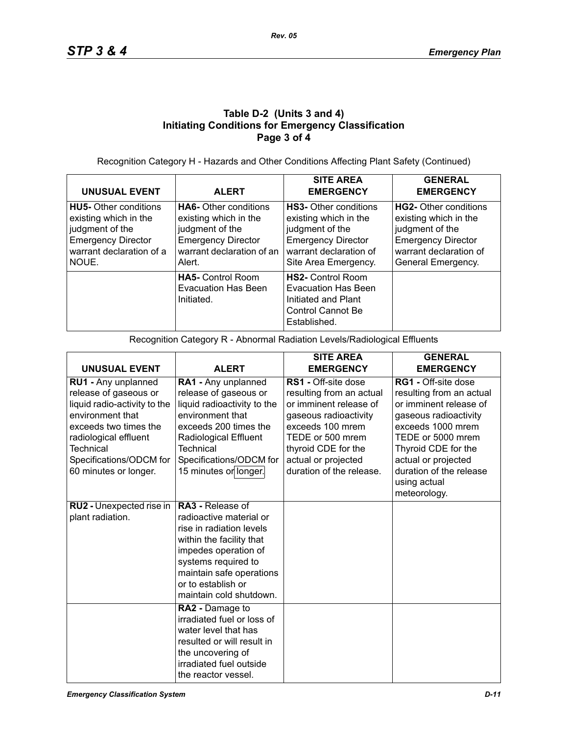### Table D-2 (Units 3 and 4) Initiating Conditions for Emergency Classification Page 3 of 4

Recognition Category H - Hazards and Other Conditions Affecting Plant Safety (Continued)

| UNUSUAL EVENT | ALERT | SITE AREA EMERGENCY | GENERAL EMERGENCY |
|---|---|---|---|
| **HU5-** Other conditions existing which in the judgment of the Emergency Director warrant declaration of a NOUE. | **HA6-** Other conditions existing which in the judgment of the Emergency Director warrant declaration of an Alert. | **HS3-** Other conditions existing which in the judgment of the Emergency Director warrant declaration of Site Area Emergency. | **HG2-** Other conditions existing which in the judgment of the Emergency Director warrant declaration of General Emergency. |
| | **HA5-** Control Room Evacuation Has Been Initiated. | **HS2-** Control Room Evacuation Has Been Initiated and Plant Control Cannot Be Established. | |

Recognition Category R - Abnormal Radiation Levels/Radiological Effluents

| UNUSUAL EVENT | ALERT | SITE AREA EMERGENCY | GENERAL EMERGENCY |
|---|---|---|---|
| **RU1 -** Any unplanned release of gaseous or liquid radio-activity to the environment that exceeds two times the radiological effluent Technical Specifications/ODCM for 60 minutes or longer. | **RA1 -** Any unplanned release of gaseous or liquid radioactivity to the environment that exceeds 200 times the Radiological Effluent Technical Specifications/ODCM for 15 minutes or longer. | **RS1 -** Off-site dose resulting from an actual or imminent release of gaseous radioactivity exceeds 100 mrem TEDE or 500 mrem thyroid CDE for the actual or projected duration of the release. | **RG1 -** Off-site dose resulting from an actual or imminent release of gaseous radioactivity exceeds 1000 mrem TEDE or 5000 mrem Thyroid CDE for the actual or projected duration of the release using actual meteorology. |
| **RU2 -** Unexpected rise in plant radiation. | **RA3 -** Release of radioactive material or rise in radiation levels within the facility that impedes operation of systems required to maintain safe operations or to establish or maintain cold shutdown. | | |
| | **RA2 -** Damage to irradiated fuel or loss of water level that has resulted or will result in the uncovering of irradiated fuel outside the reactor vessel. | | |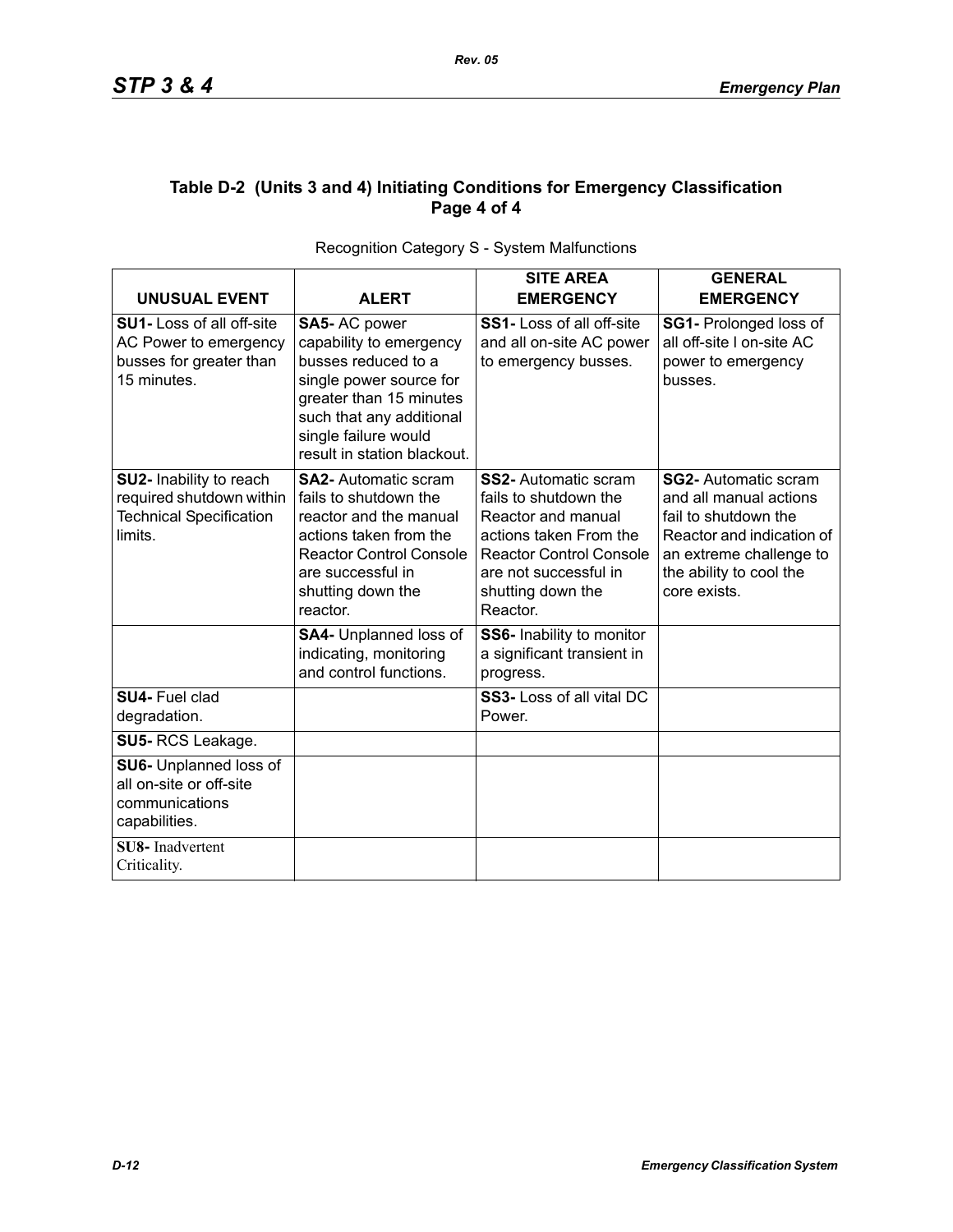## Table D-2 (Units 3 and 4) Initiating Conditions for Emergency Classification Page 4 of 4

Recognition Category S - System Malfunctions

| UNUSUAL EVENT | ALERT | SITE AREA EMERGENCY | GENERAL EMERGENCY |
|---|---|---|---|
| **SU1-** Loss of all off-site AC Power to emergency busses for greater than 15 minutes. | **SA5-** AC power capability to emergency busses reduced to a single power source for greater than 15 minutes such that any additional single failure would result in station blackout. | **SS1-** Loss of all off-site and all on-site AC power to emergency busses. | **SG1-** Prolonged loss of all off-site I on-site AC power to emergency busses. |
| **SU2-** Inability to reach required shutdown within Technical Specification limits. | **SA2-** Automatic scram fails to shutdown the reactor and the manual actions taken from the Reactor Control Console are successful in shutting down the reactor. | **SS2-** Automatic scram fails to shutdown the Reactor and manual actions taken From the Reactor Control Console are not successful in shutting down the Reactor. | **SG2-** Automatic scram and all manual actions fail to shutdown the Reactor and indication of an extreme challenge to the ability to cool the core exists. |
| | **SA4-** Unplanned loss of indicating, monitoring and control functions. | **SS6-** Inability to monitor a significant transient in progress. | |
| **SU4-** Fuel clad degradation. | | **SS3-** Loss of all vital DC Power. | |
| **SU5-** RCS Leakage. | | | |
| **SU6-** Unplanned loss of all on-site or off-site communications capabilities. | | | |
| **SU8-** Inadvertent Criticality. | | | |